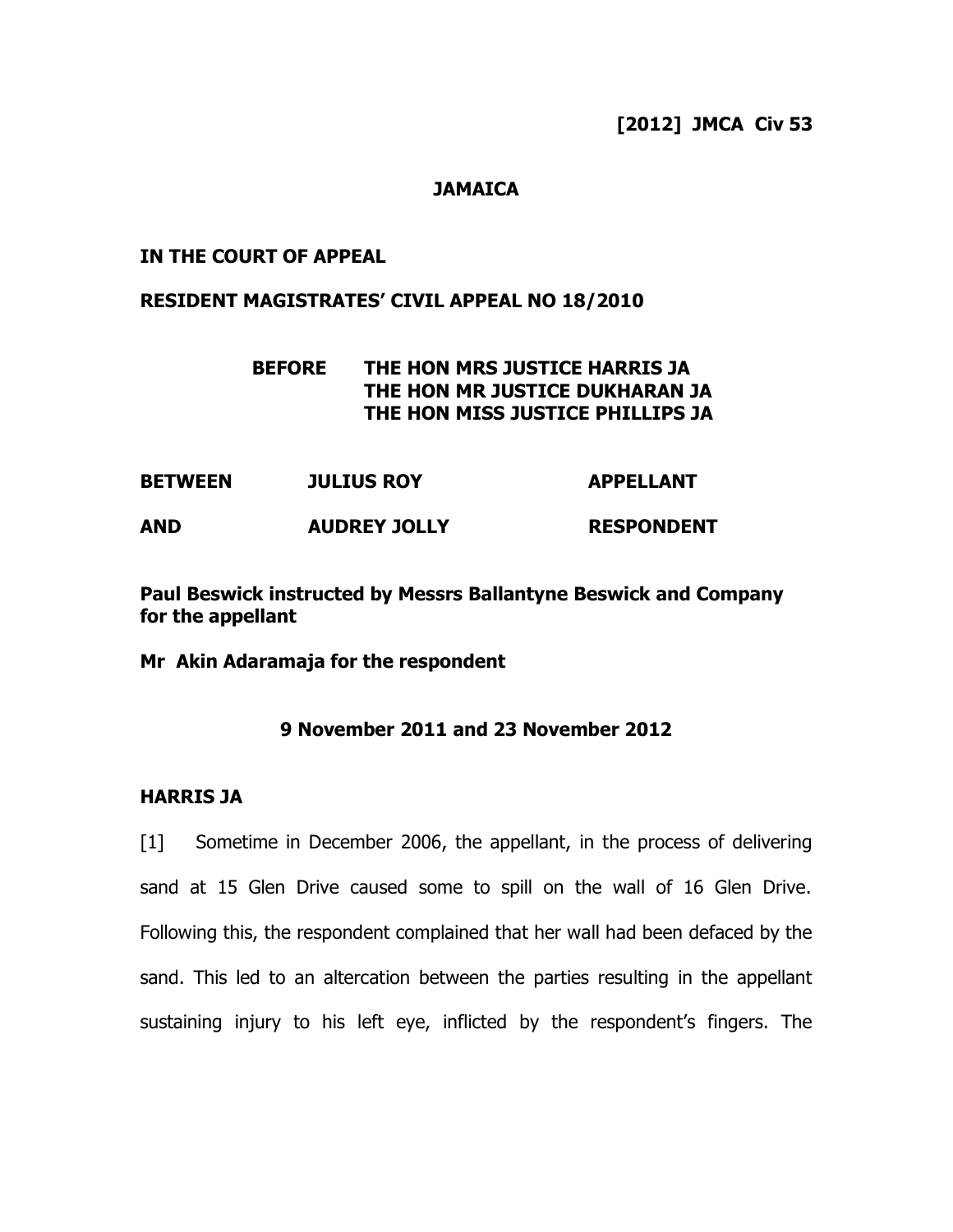**[2012] JMCA Civ 53**

**JAMAICA**

**IN THE COURT OF APPEAL**

**RESIDENT MAGISTRATES' CIVIL APPEAL NO 18/2010**

**BEFORE THE HON MRS JUSTICE HARRIS JA**
**THE HON MR JUSTICE DUKHARAN JA**
**THE HON MISS JUSTICE PHILLIPS JA**

| | | |
|---|---|---|
| **BETWEEN** | **JULIUS ROY** | **APPELLANT** |
| **AND** | **AUDREY JOLLY** | **RESPONDENT** |

**Paul Beswick instructed by Messrs Ballantyne Beswick and Company for the appellant**

**Mr Akin Adaramaja for the respondent**

**9 November 2011 and 23 November 2012**

**HARRIS JA**

[1] Sometime in December 2006, the appellant, in the process of delivering sand at 15 Glen Drive caused some to spill on the wall of 16 Glen Drive. Following this, the respondent complained that her wall had been defaced by the sand. This led to an altercation between the parties resulting in the appellant sustaining injury to his left eye, inflicted by the respondent's fingers. The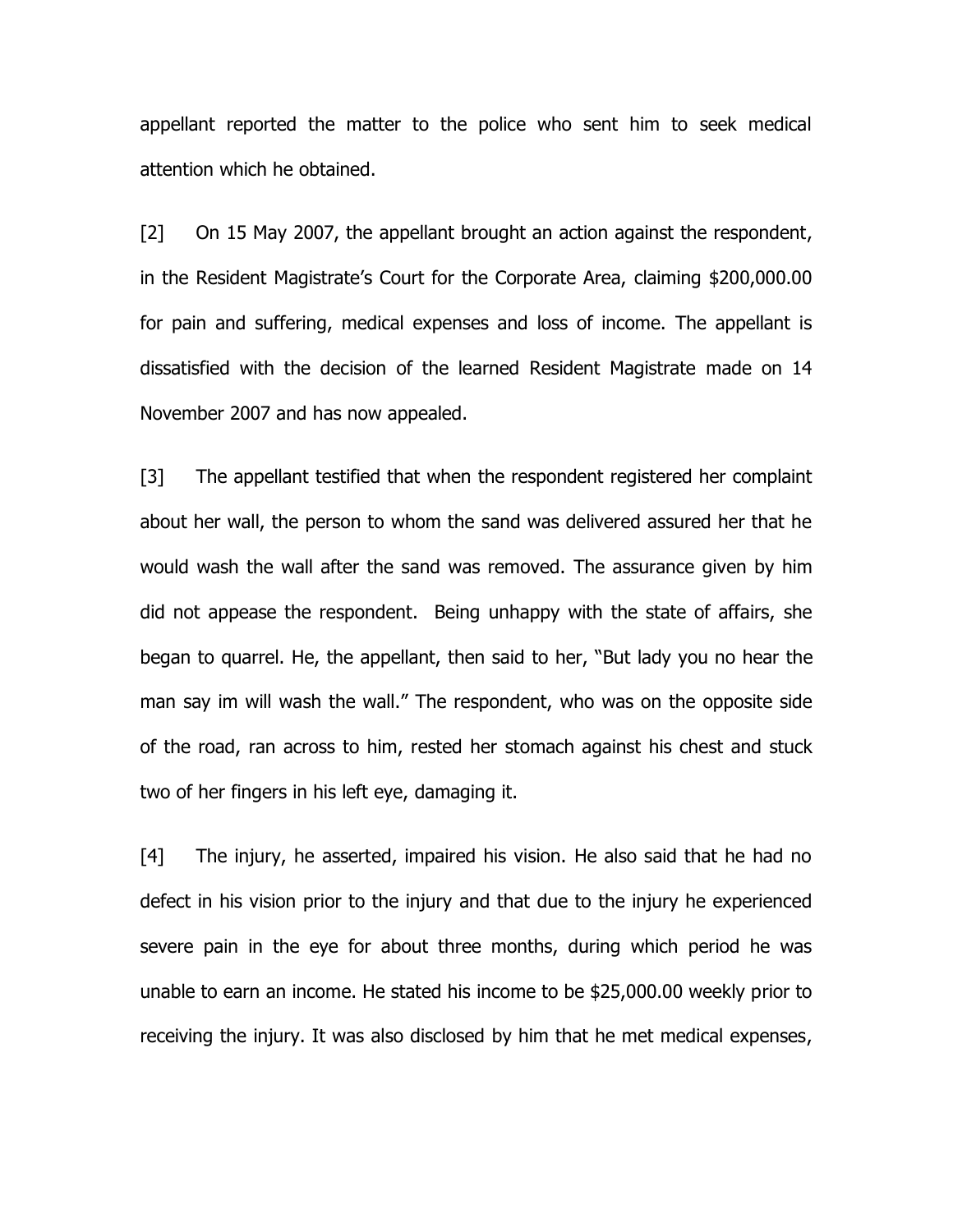appellant reported the matter to the police who sent him to seek medical attention which he obtained.

[2] On 15 May 2007, the appellant brought an action against the respondent, in the Resident Magistrate's Court for the Corporate Area, claiming $200,000.00 for pain and suffering, medical expenses and loss of income. The appellant is dissatisfied with the decision of the learned Resident Magistrate made on 14 November 2007 and has now appealed.

[3] The appellant testified that when the respondent registered her complaint about her wall, the person to whom the sand was delivered assured her that he would wash the wall after the sand was removed. The assurance given by him did not appease the respondent. Being unhappy with the state of affairs, she began to quarrel. He, the appellant, then said to her, "But lady you no hear the man say im will wash the wall." The respondent, who was on the opposite side of the road, ran across to him, rested her stomach against his chest and stuck two of her fingers in his left eye, damaging it.

[4] The injury, he asserted, impaired his vision. He also said that he had no defect in his vision prior to the injury and that due to the injury he experienced severe pain in the eye for about three months, during which period he was unable to earn an income. He stated his income to be $25,000.00 weekly prior to receiving the injury. It was also disclosed by him that he met medical expenses,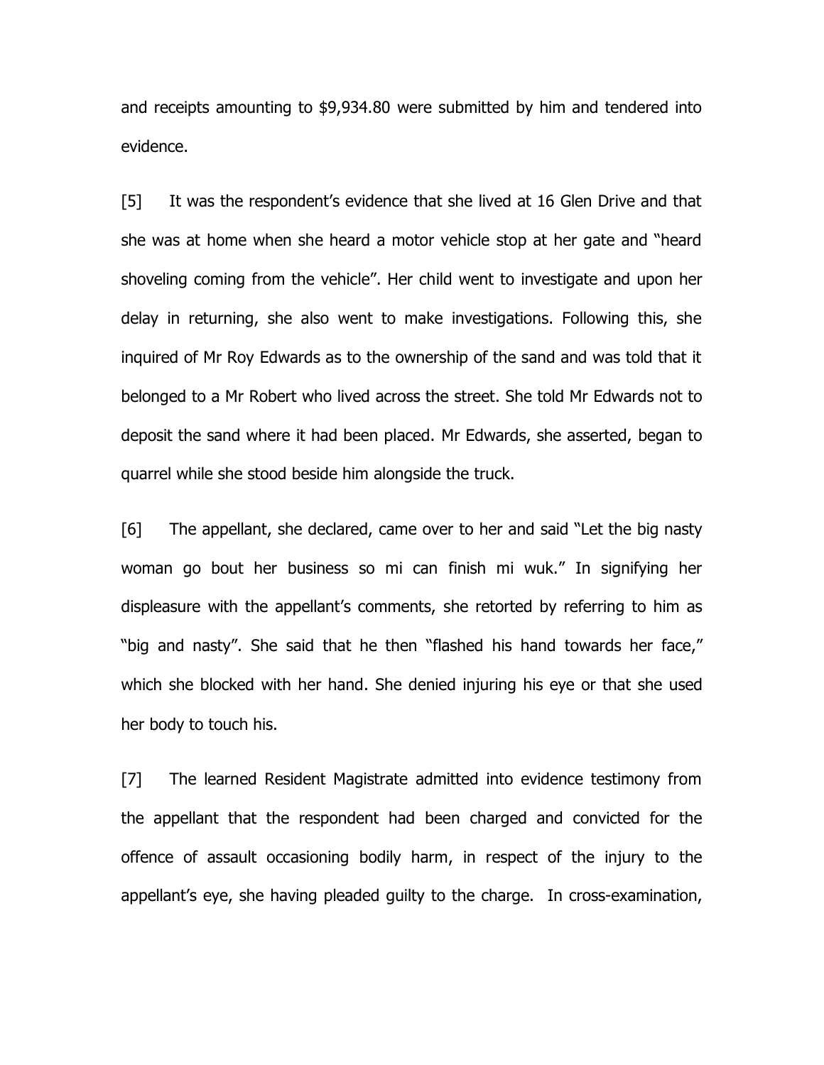and receipts amounting to $9,934.80 were submitted by him and tendered into evidence.

[5] It was the respondent's evidence that she lived at 16 Glen Drive and that she was at home when she heard a motor vehicle stop at her gate and "heard shoveling coming from the vehicle". Her child went to investigate and upon her delay in returning, she also went to make investigations. Following this, she inquired of Mr Roy Edwards as to the ownership of the sand and was told that it belonged to a Mr Robert who lived across the street. She told Mr Edwards not to deposit the sand where it had been placed. Mr Edwards, she asserted, began to quarrel while she stood beside him alongside the truck.

[6] The appellant, she declared, came over to her and said "Let the big nasty woman go bout her business so mi can finish mi wuk." In signifying her displeasure with the appellant's comments, she retorted by referring to him as "big and nasty". She said that he then "flashed his hand towards her face," which she blocked with her hand. She denied injuring his eye or that she used her body to touch his.

[7] The learned Resident Magistrate admitted into evidence testimony from the appellant that the respondent had been charged and convicted for the offence of assault occasioning bodily harm, in respect of the injury to the appellant's eye, she having pleaded guilty to the charge. In cross-examination,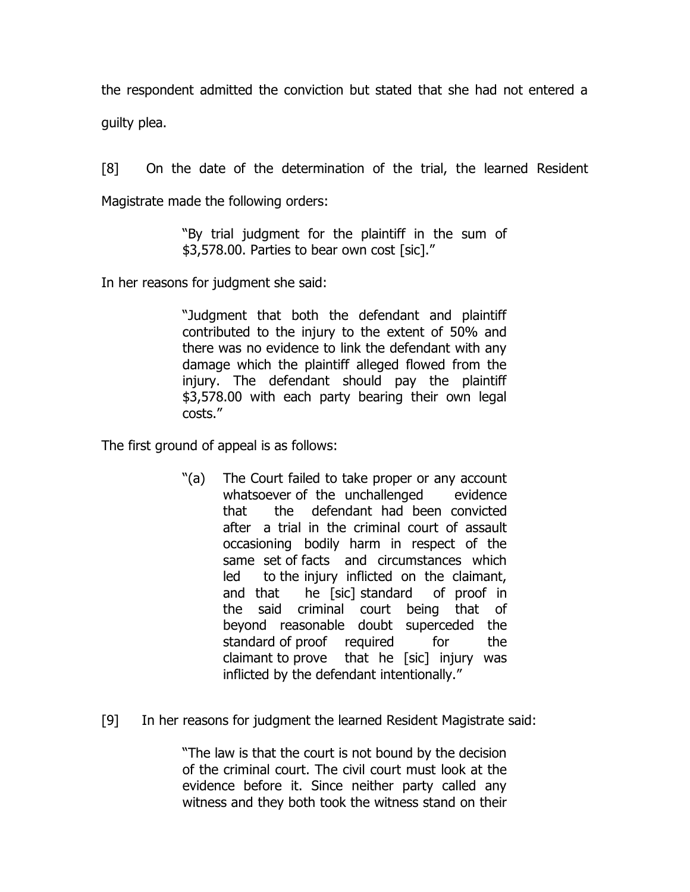the respondent admitted the conviction but stated that she had not entered a guilty plea.

[8] On the date of the determination of the trial, the learned Resident Magistrate made the following orders:

> "By trial judgment for the plaintiff in the sum of $3,578.00. Parties to bear own cost [sic]."

In her reasons for judgment she said:

> "Judgment that both the defendant and plaintiff contributed to the injury to the extent of 50% and there was no evidence to link the defendant with any damage which the plaintiff alleged flowed from the injury. The defendant should pay the plaintiff $3,578.00 with each party bearing their own legal costs."

The first ground of appeal is as follows:

> "(a) The Court failed to take proper or any account whatsoever of the unchallenged evidence that the defendant had been convicted after a trial in the criminal court of assault occasioning bodily harm in respect of the same set of facts and circumstances which led to the injury inflicted on the claimant, and that he [sic] standard of proof in the said criminal court being that of beyond reasonable doubt superceded the standard of proof required for the claimant to prove that he [sic] injury was inflicted by the defendant intentionally."

[9] In her reasons for judgment the learned Resident Magistrate said:

> "The law is that the court is not bound by the decision of the criminal court. The civil court must look at the evidence before it. Since neither party called any witness and they both took the witness stand on their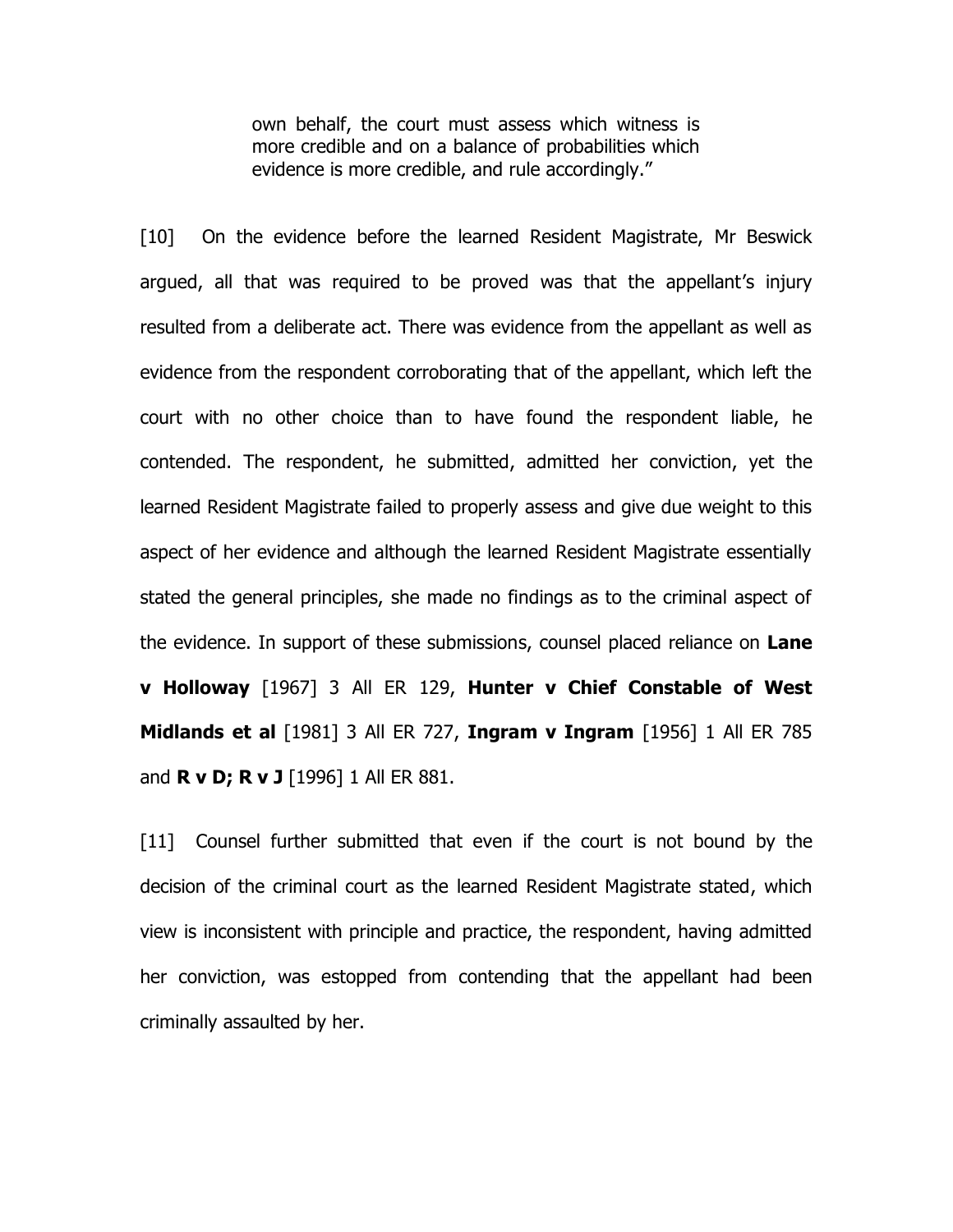> own behalf, the court must assess which witness is more credible and on a balance of probabilities which evidence is more credible, and rule accordingly."

[10] On the evidence before the learned Resident Magistrate, Mr Beswick argued, all that was required to be proved was that the appellant's injury resulted from a deliberate act. There was evidence from the appellant as well as evidence from the respondent corroborating that of the appellant, which left the court with no other choice than to have found the respondent liable, he contended. The respondent, he submitted, admitted her conviction, yet the learned Resident Magistrate failed to properly assess and give due weight to this aspect of her evidence and although the learned Resident Magistrate essentially stated the general principles, she made no findings as to the criminal aspect of the evidence. In support of these submissions, counsel placed reliance on **Lane v Holloway** [1967] 3 All ER 129, **Hunter v Chief Constable of West Midlands et al** [1981] 3 All ER 727, **Ingram v Ingram** [1956] 1 All ER 785 and **R v D; R v J** [1996] 1 All ER 881.

[11] Counsel further submitted that even if the court is not bound by the decision of the criminal court as the learned Resident Magistrate stated, which view is inconsistent with principle and practice, the respondent, having admitted her conviction, was estopped from contending that the appellant had been criminally assaulted by her.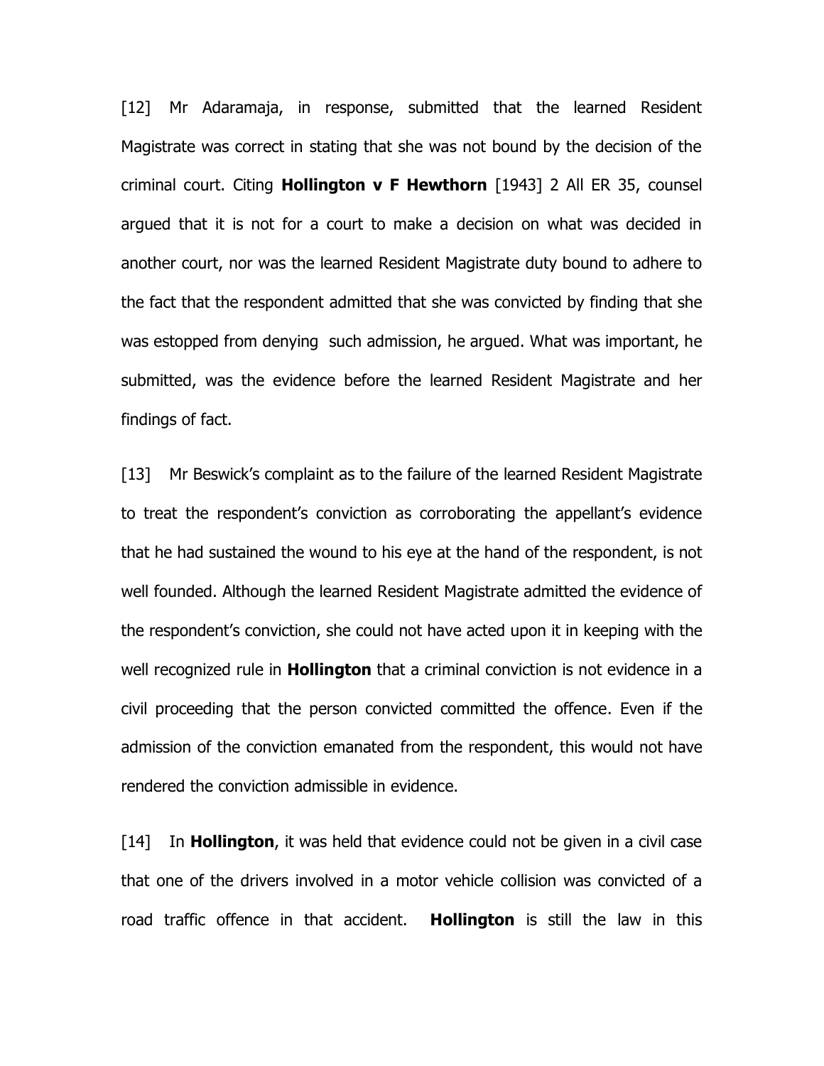[12] Mr Adaramaja, in response, submitted that the learned Resident Magistrate was correct in stating that she was not bound by the decision of the criminal court. Citing **Hollington v F Hewthorn** [1943] 2 All ER 35, counsel argued that it is not for a court to make a decision on what was decided in another court, nor was the learned Resident Magistrate duty bound to adhere to the fact that the respondent admitted that she was convicted by finding that she was estopped from denying such admission, he argued. What was important, he submitted, was the evidence before the learned Resident Magistrate and her findings of fact.

[13] Mr Beswick's complaint as to the failure of the learned Resident Magistrate to treat the respondent's conviction as corroborating the appellant's evidence that he had sustained the wound to his eye at the hand of the respondent, is not well founded. Although the learned Resident Magistrate admitted the evidence of the respondent's conviction, she could not have acted upon it in keeping with the well recognized rule in **Hollington** that a criminal conviction is not evidence in a civil proceeding that the person convicted committed the offence. Even if the admission of the conviction emanated from the respondent, this would not have rendered the conviction admissible in evidence.

[14] In **Hollington**, it was held that evidence could not be given in a civil case that one of the drivers involved in a motor vehicle collision was convicted of a road traffic offence in that accident. **Hollington** is still the law in this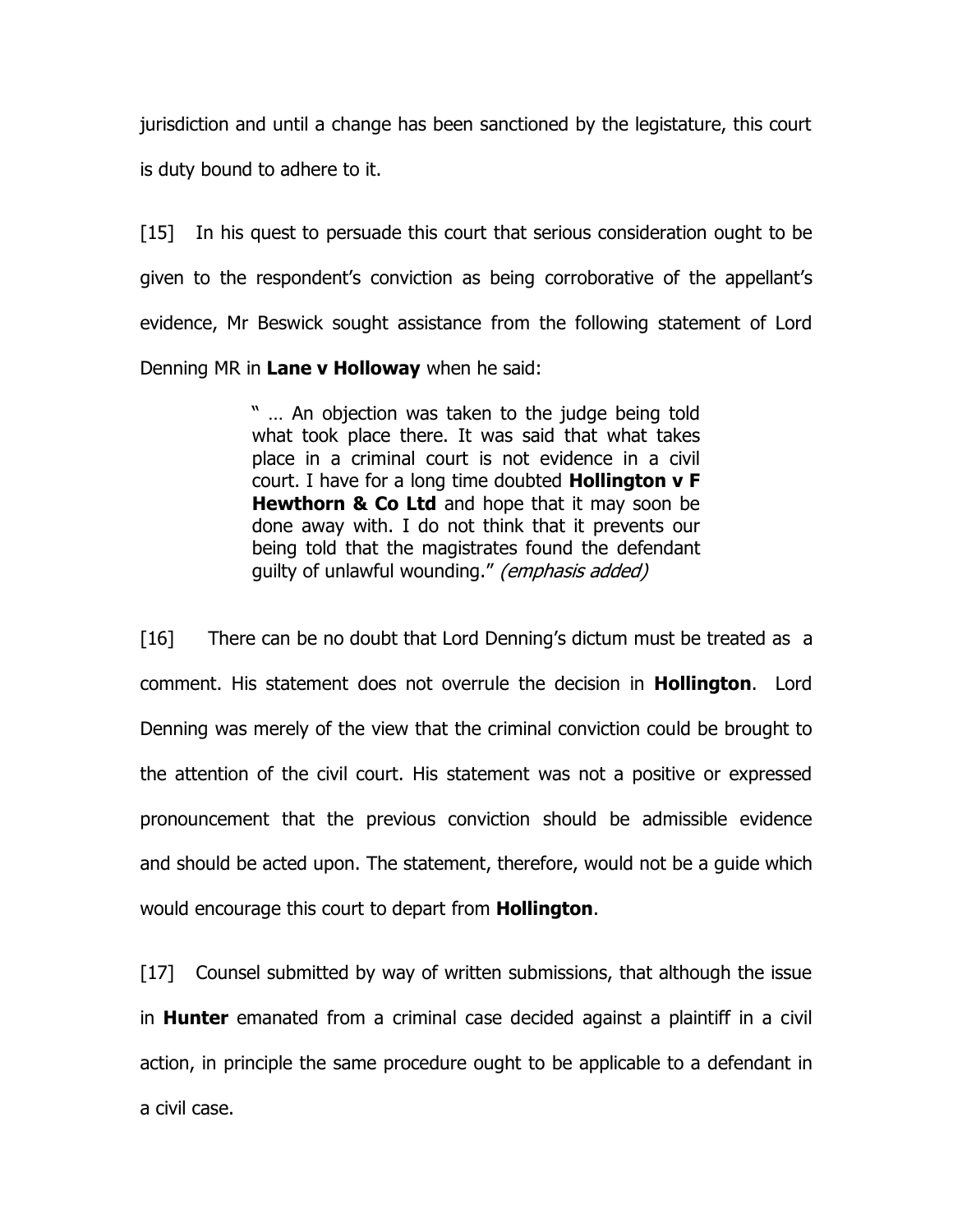jurisdiction and until a change has been sanctioned by the legistature, this court is duty bound to adhere to it.

[15] In his quest to persuade this court that serious consideration ought to be given to the respondent's conviction as being corroborative of the appellant's evidence, Mr Beswick sought assistance from the following statement of Lord Denning MR in **Lane v Holloway** when he said:

> " … An objection was taken to the judge being told what took place there. It was said that what takes place in a criminal court is not evidence in a civil court. I have for a long time doubted **Hollington v F Hewthorn & Co Ltd** and hope that it may soon be done away with. I do not think that it prevents our being told that the magistrates found the defendant guilty of unlawful wounding." *(emphasis added)*

[16] There can be no doubt that Lord Denning's dictum must be treated as a comment. His statement does not overrule the decision in **Hollington**. Lord Denning was merely of the view that the criminal conviction could be brought to the attention of the civil court. His statement was not a positive or expressed pronouncement that the previous conviction should be admissible evidence and should be acted upon. The statement, therefore, would not be a guide which would encourage this court to depart from **Hollington**.

[17] Counsel submitted by way of written submissions, that although the issue in **Hunter** emanated from a criminal case decided against a plaintiff in a civil action, in principle the same procedure ought to be applicable to a defendant in a civil case.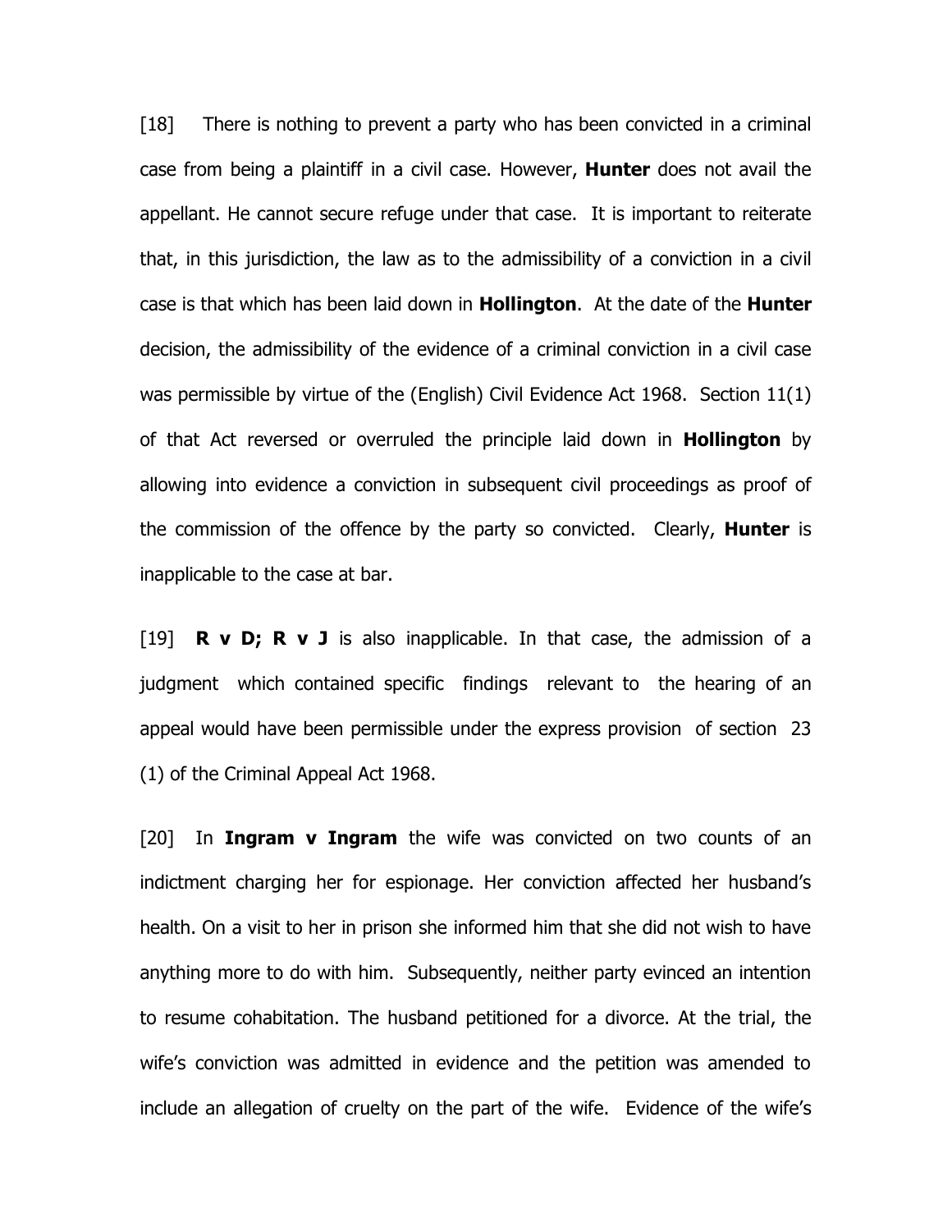[18] There is nothing to prevent a party who has been convicted in a criminal case from being a plaintiff in a civil case. However, **Hunter** does not avail the appellant. He cannot secure refuge under that case. It is important to reiterate that, in this jurisdiction, the law as to the admissibility of a conviction in a civil case is that which has been laid down in **Hollington**. At the date of the **Hunter** decision, the admissibility of the evidence of a criminal conviction in a civil case was permissible by virtue of the (English) Civil Evidence Act 1968. Section 11(1) of that Act reversed or overruled the principle laid down in **Hollington** by allowing into evidence a conviction in subsequent civil proceedings as proof of the commission of the offence by the party so convicted. Clearly, **Hunter** is inapplicable to the case at bar.

[19] **R v D; R v J** is also inapplicable. In that case, the admission of a judgment which contained specific findings relevant to the hearing of an appeal would have been permissible under the express provision of section 23 (1) of the Criminal Appeal Act 1968.

[20] In **Ingram v Ingram** the wife was convicted on two counts of an indictment charging her for espionage. Her conviction affected her husband's health. On a visit to her in prison she informed him that she did not wish to have anything more to do with him. Subsequently, neither party evinced an intention to resume cohabitation. The husband petitioned for a divorce. At the trial, the wife's conviction was admitted in evidence and the petition was amended to include an allegation of cruelty on the part of the wife. Evidence of the wife's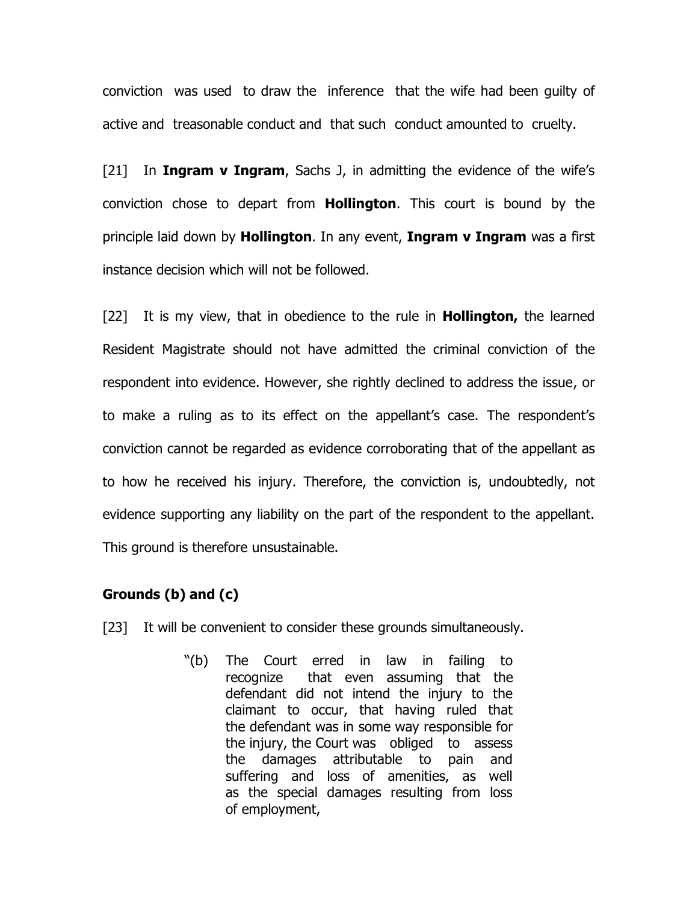conviction was used to draw the inference that the wife had been guilty of active and treasonable conduct and that such conduct amounted to cruelty.

[21] In **Ingram v Ingram**, Sachs J, in admitting the evidence of the wife's conviction chose to depart from **Hollington**. This court is bound by the principle laid down by **Hollington**. In any event, **Ingram v Ingram** was a first instance decision which will not be followed.

[22] It is my view, that in obedience to the rule in **Hollington,** the learned Resident Magistrate should not have admitted the criminal conviction of the respondent into evidence. However, she rightly declined to address the issue, or to make a ruling as to its effect on the appellant's case. The respondent's conviction cannot be regarded as evidence corroborating that of the appellant as to how he received his injury. Therefore, the conviction is, undoubtedly, not evidence supporting any liability on the part of the respondent to the appellant. This ground is therefore unsustainable.

**Grounds (b) and (c)**

[23] It will be convenient to consider these grounds simultaneously.

> "(b) The Court erred in law in failing to recognize that even assuming that the defendant did not intend the injury to the claimant to occur, that having ruled that the defendant was in some way responsible for the injury, the Court was obliged to assess the damages attributable to pain and suffering and loss of amenities, as well as the special damages resulting from loss of employment,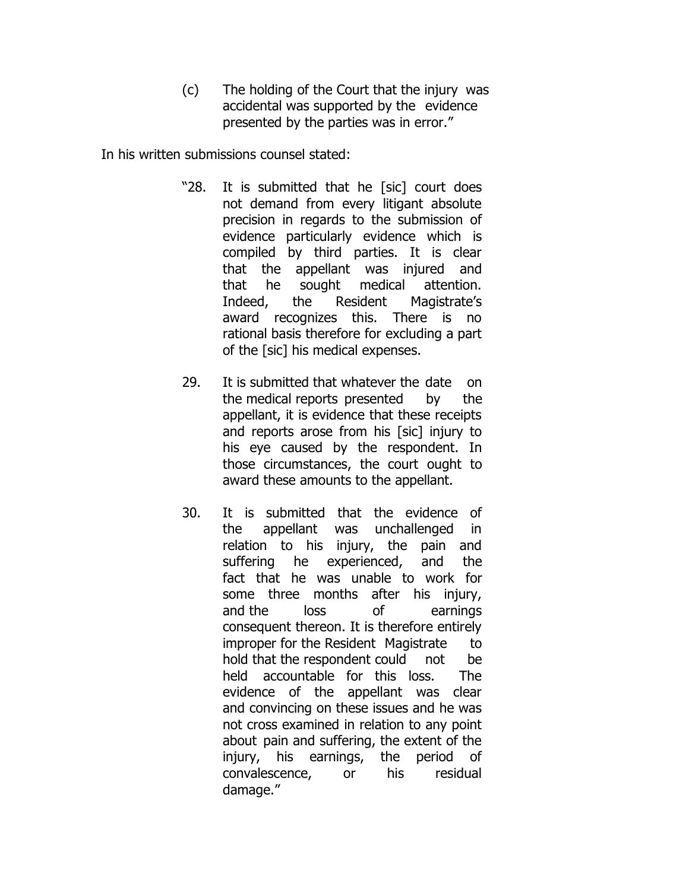(c) The holding of the Court that the injury was accidental was supported by the evidence presented by the parties was in error."

In his written submissions counsel stated:

> "28. It is submitted that he [sic] court does not demand from every litigant absolute precision in regards to the submission of evidence particularly evidence which is compiled by third parties. It is clear that the appellant was injured and that he sought medical attention. Indeed, the Resident Magistrate's award recognizes this. There is no rational basis therefore for excluding a part of the [sic] his medical expenses.
>
> 29. It is submitted that whatever the date on the medical reports presented by the appellant, it is evidence that these receipts and reports arose from his [sic] injury to his eye caused by the respondent. In those circumstances, the court ought to award these amounts to the appellant.
>
> 30. It is submitted that the evidence of the appellant was unchallenged in relation to his injury, the pain and suffering he experienced, and the fact that he was unable to work for some three months after his injury, and the loss of earnings consequent thereon. It is therefore entirely improper for the Resident Magistrate to hold that the respondent could not be held accountable for this loss. The evidence of the appellant was clear and convincing on these issues and he was not cross examined in relation to any point about pain and suffering, the extent of the injury, his earnings, the period of convalescence, or his residual damage."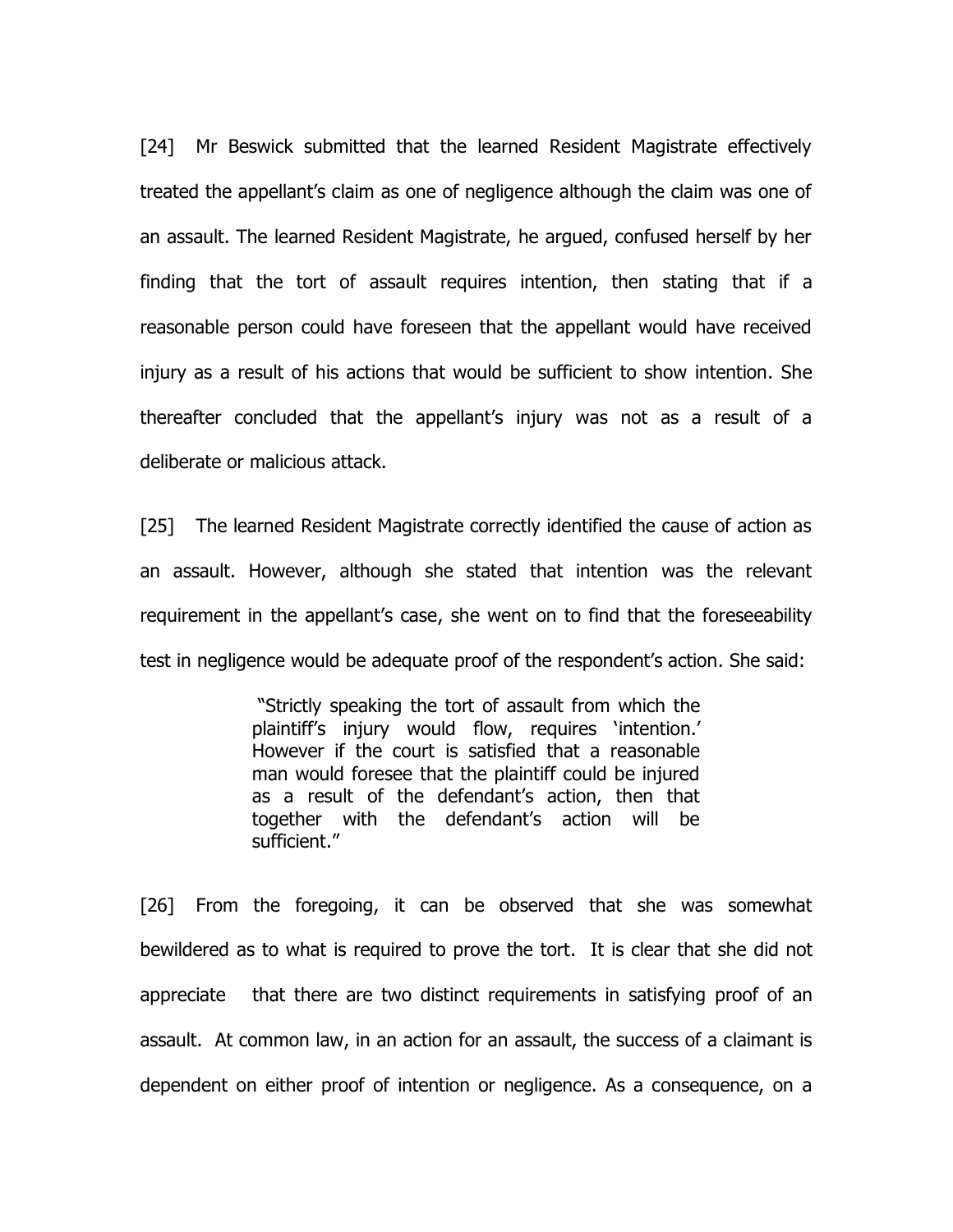[24] Mr Beswick submitted that the learned Resident Magistrate effectively treated the appellant's claim as one of negligence although the claim was one of an assault. The learned Resident Magistrate, he argued, confused herself by her finding that the tort of assault requires intention, then stating that if a reasonable person could have foreseen that the appellant would have received injury as a result of his actions that would be sufficient to show intention. She thereafter concluded that the appellant's injury was not as a result of a deliberate or malicious attack.

[25] The learned Resident Magistrate correctly identified the cause of action as an assault. However, although she stated that intention was the relevant requirement in the appellant's case, she went on to find that the foreseeability test in negligence would be adequate proof of the respondent's action. She said:

> "Strictly speaking the tort of assault from which the plaintiff's injury would flow, requires 'intention.' However if the court is satisfied that a reasonable man would foresee that the plaintiff could be injured as a result of the defendant's action, then that together with the defendant's action will be sufficient."

[26] From the foregoing, it can be observed that she was somewhat bewildered as to what is required to prove the tort. It is clear that she did not appreciate that there are two distinct requirements in satisfying proof of an assault. At common law, in an action for an assault, the success of a claimant is dependent on either proof of intention or negligence. As a consequence, on a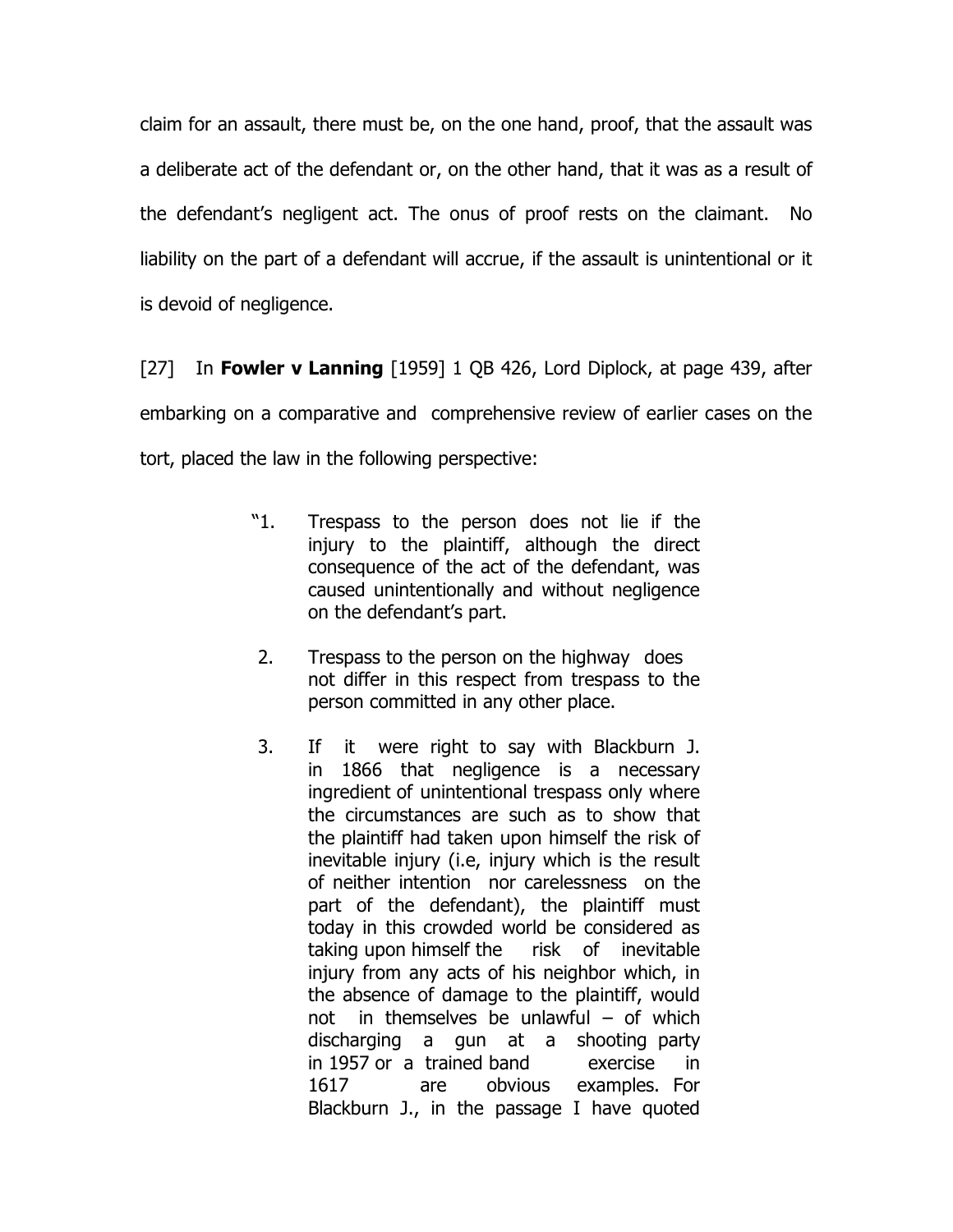claim for an assault, there must be, on the one hand, proof, that the assault was a deliberate act of the defendant or, on the other hand, that it was as a result of the defendant's negligent act. The onus of proof rests on the claimant. No liability on the part of a defendant will accrue, if the assault is unintentional or it is devoid of negligence.

[27] In **Fowler v Lanning** [1959] 1 QB 426, Lord Diplock, at page 439, after embarking on a comparative and comprehensive review of earlier cases on the tort, placed the law in the following perspective:

> "1. Trespass to the person does not lie if the injury to the plaintiff, although the direct consequence of the act of the defendant, was caused unintentionally and without negligence on the defendant's part.
>
> 2. Trespass to the person on the highway does not differ in this respect from trespass to the person committed in any other place.
>
> 3. If it were right to say with Blackburn J. in 1866 that negligence is a necessary ingredient of unintentional trespass only where the circumstances are such as to show that the plaintiff had taken upon himself the risk of inevitable injury (i.e, injury which is the result of neither intention nor carelessness on the part of the defendant), the plaintiff must today in this crowded world be considered as taking upon himself the risk of inevitable injury from any acts of his neighbor which, in the absence of damage to the plaintiff, would not in themselves be unlawful – of which discharging a gun at a shooting party in 1957 or a trained band exercise in 1617 are obvious examples. For Blackburn J., in the passage I have quoted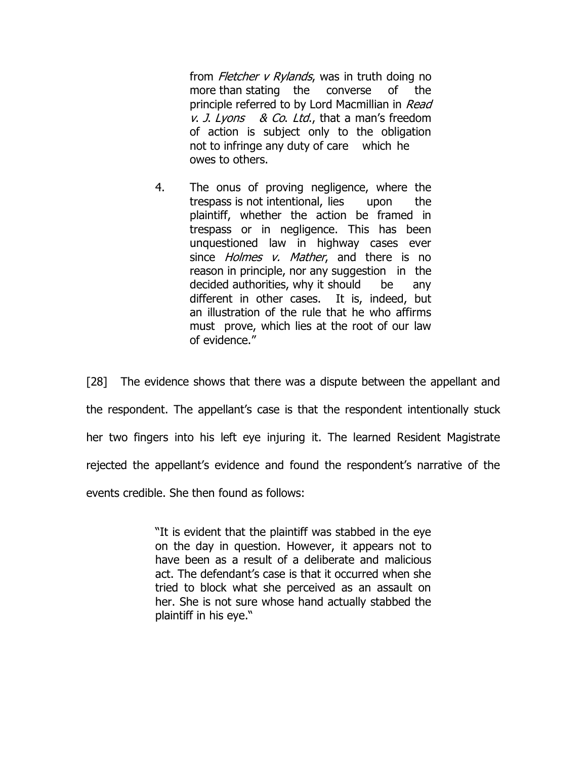> from *Fletcher v Rylands*, was in truth doing no more than stating the converse of the principle referred to by Lord Macmillian in *Read v. J. Lyons & Co. Ltd.*, that a man's freedom of action is subject only to the obligation not to infringe any duty of care which he owes to others.
>
> 4. The onus of proving negligence, where the trespass is not intentional, lies upon the plaintiff, whether the action be framed in trespass or in negligence. This has been unquestioned law in highway cases ever since *Holmes v. Mather*, and there is no reason in principle, nor any suggestion in the decided authorities, why it should be any different in other cases. It is, indeed, but an illustration of the rule that he who affirms must prove, which lies at the root of our law of evidence."

[28] The evidence shows that there was a dispute between the appellant and the respondent. The appellant's case is that the respondent intentionally stuck her two fingers into his left eye injuring it. The learned Resident Magistrate rejected the appellant's evidence and found the respondent's narrative of the events credible. She then found as follows:

> "It is evident that the plaintiff was stabbed in the eye on the day in question. However, it appears not to have been as a result of a deliberate and malicious act. The defendant's case is that it occurred when she tried to block what she perceived as an assault on her. She is not sure whose hand actually stabbed the plaintiff in his eye."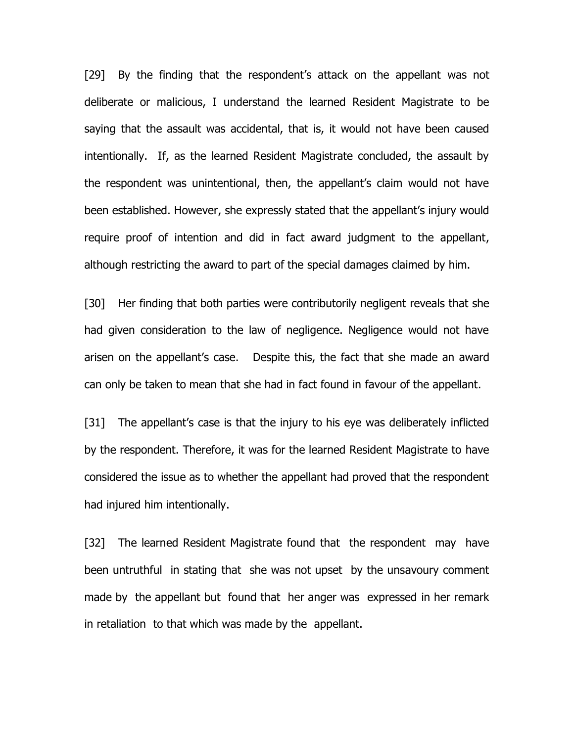[29] By the finding that the respondent's attack on the appellant was not deliberate or malicious, I understand the learned Resident Magistrate to be saying that the assault was accidental, that is, it would not have been caused intentionally. If, as the learned Resident Magistrate concluded, the assault by the respondent was unintentional, then, the appellant's claim would not have been established. However, she expressly stated that the appellant's injury would require proof of intention and did in fact award judgment to the appellant, although restricting the award to part of the special damages claimed by him.

[30] Her finding that both parties were contributorily negligent reveals that she had given consideration to the law of negligence. Negligence would not have arisen on the appellant's case. Despite this, the fact that she made an award can only be taken to mean that she had in fact found in favour of the appellant.

[31] The appellant's case is that the injury to his eye was deliberately inflicted by the respondent. Therefore, it was for the learned Resident Magistrate to have considered the issue as to whether the appellant had proved that the respondent had injured him intentionally.

[32] The learned Resident Magistrate found that the respondent may have been untruthful in stating that she was not upset by the unsavoury comment made by the appellant but found that her anger was expressed in her remark in retaliation to that which was made by the appellant.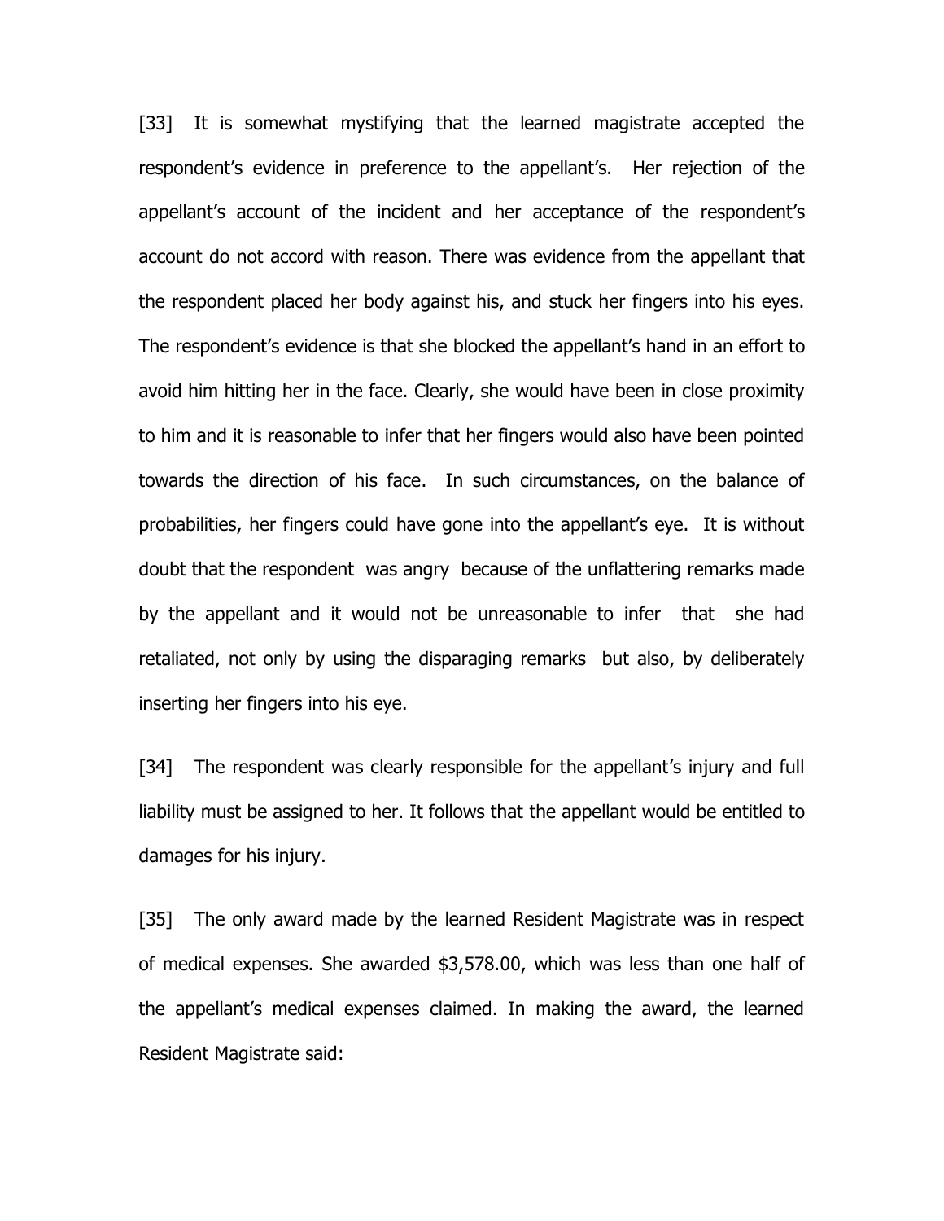[33] It is somewhat mystifying that the learned magistrate accepted the respondent's evidence in preference to the appellant's. Her rejection of the appellant's account of the incident and her acceptance of the respondent's account do not accord with reason. There was evidence from the appellant that the respondent placed her body against his, and stuck her fingers into his eyes. The respondent's evidence is that she blocked the appellant's hand in an effort to avoid him hitting her in the face. Clearly, she would have been in close proximity to him and it is reasonable to infer that her fingers would also have been pointed towards the direction of his face. In such circumstances, on the balance of probabilities, her fingers could have gone into the appellant's eye. It is without doubt that the respondent was angry because of the unflattering remarks made by the appellant and it would not be unreasonable to infer that she had retaliated, not only by using the disparaging remarks but also, by deliberately inserting her fingers into his eye.

[34] The respondent was clearly responsible for the appellant's injury and full liability must be assigned to her. It follows that the appellant would be entitled to damages for his injury.

[35] The only award made by the learned Resident Magistrate was in respect of medical expenses. She awarded $3,578.00, which was less than one half of the appellant's medical expenses claimed. In making the award, the learned Resident Magistrate said: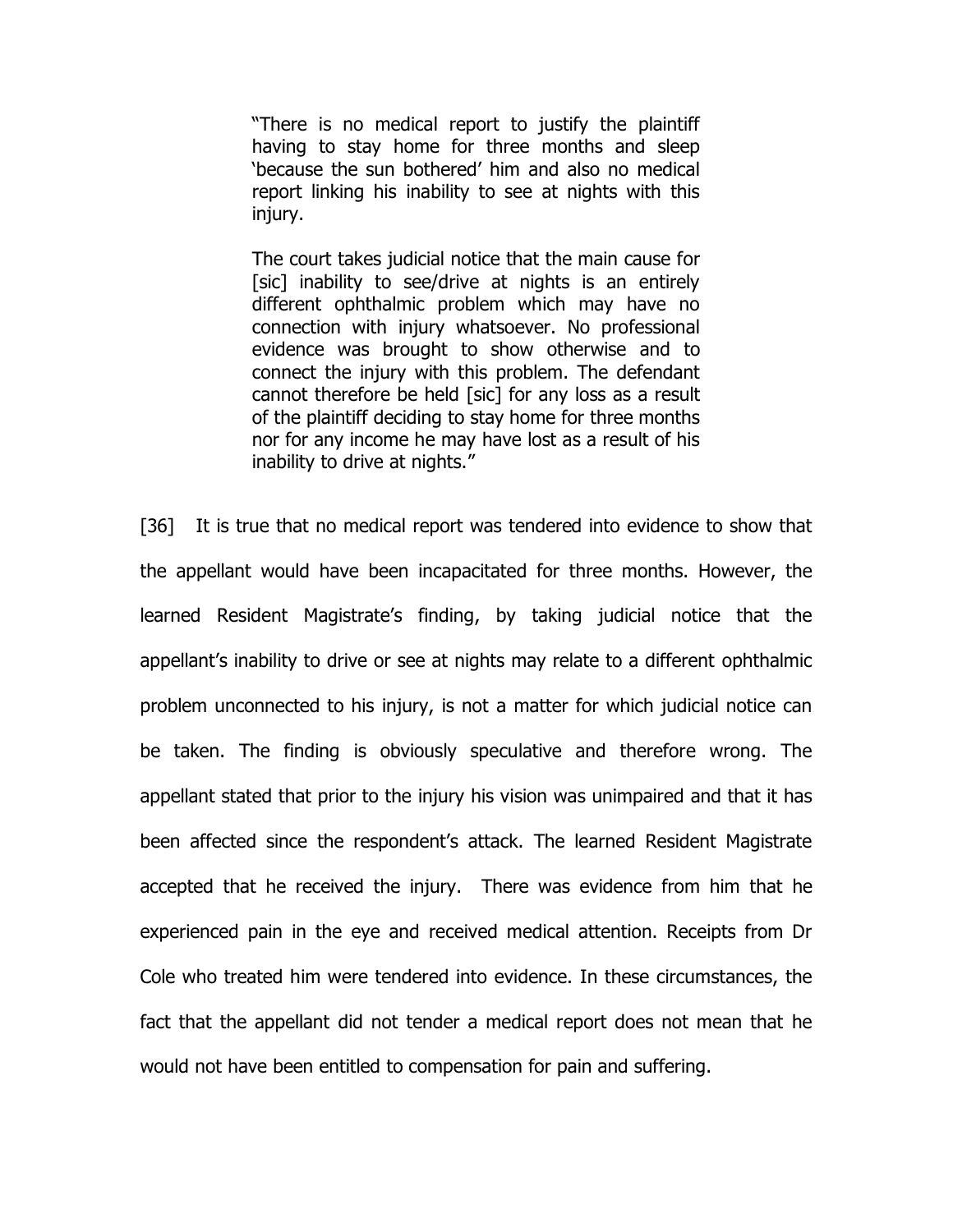> "There is no medical report to justify the plaintiff having to stay home for three months and sleep 'because the sun bothered' him and also no medical report linking his inability to see at nights with this injury.
>
> The court takes judicial notice that the main cause for [sic] inability to see/drive at nights is an entirely different ophthalmic problem which may have no connection with injury whatsoever. No professional evidence was brought to show otherwise and to connect the injury with this problem. The defendant cannot therefore be held [sic] for any loss as a result of the plaintiff deciding to stay home for three months nor for any income he may have lost as a result of his inability to drive at nights."

[36] It is true that no medical report was tendered into evidence to show that the appellant would have been incapacitated for three months. However, the learned Resident Magistrate's finding, by taking judicial notice that the appellant's inability to drive or see at nights may relate to a different ophthalmic problem unconnected to his injury, is not a matter for which judicial notice can be taken. The finding is obviously speculative and therefore wrong. The appellant stated that prior to the injury his vision was unimpaired and that it has been affected since the respondent's attack. The learned Resident Magistrate accepted that he received the injury. There was evidence from him that he experienced pain in the eye and received medical attention. Receipts from Dr Cole who treated him were tendered into evidence. In these circumstances, the fact that the appellant did not tender a medical report does not mean that he would not have been entitled to compensation for pain and suffering.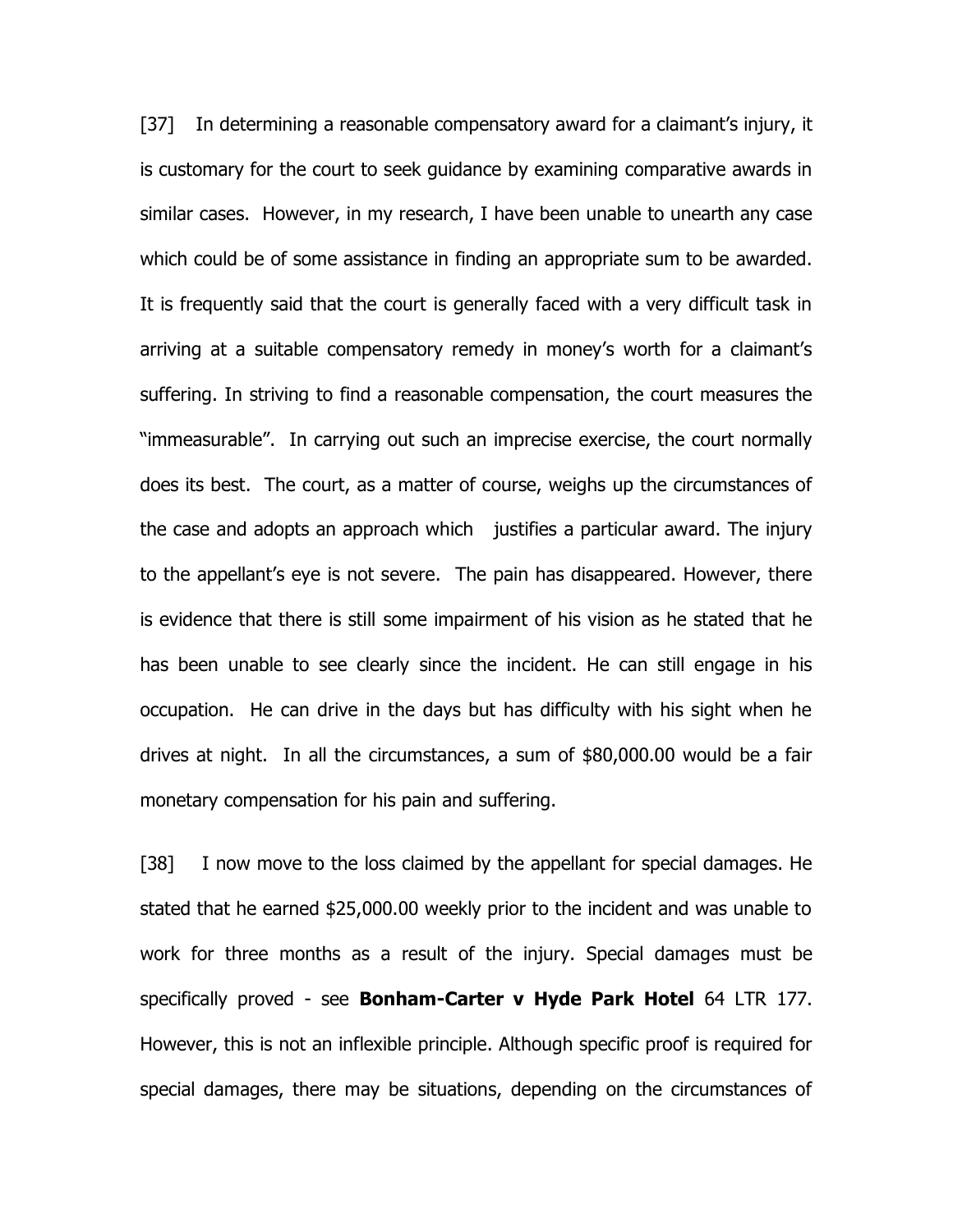[37] In determining a reasonable compensatory award for a claimant's injury, it is customary for the court to seek guidance by examining comparative awards in similar cases. However, in my research, I have been unable to unearth any case which could be of some assistance in finding an appropriate sum to be awarded. It is frequently said that the court is generally faced with a very difficult task in arriving at a suitable compensatory remedy in money's worth for a claimant's suffering. In striving to find a reasonable compensation, the court measures the "immeasurable". In carrying out such an imprecise exercise, the court normally does its best. The court, as a matter of course, weighs up the circumstances of the case and adopts an approach which justifies a particular award. The injury to the appellant's eye is not severe. The pain has disappeared. However, there is evidence that there is still some impairment of his vision as he stated that he has been unable to see clearly since the incident. He can still engage in his occupation. He can drive in the days but has difficulty with his sight when he drives at night. In all the circumstances, a sum of $80,000.00 would be a fair monetary compensation for his pain and suffering.

[38] I now move to the loss claimed by the appellant for special damages. He stated that he earned $25,000.00 weekly prior to the incident and was unable to work for three months as a result of the injury. Special damages must be specifically proved - see **Bonham-Carter v Hyde Park Hotel** 64 LTR 177. However, this is not an inflexible principle. Although specific proof is required for special damages, there may be situations, depending on the circumstances of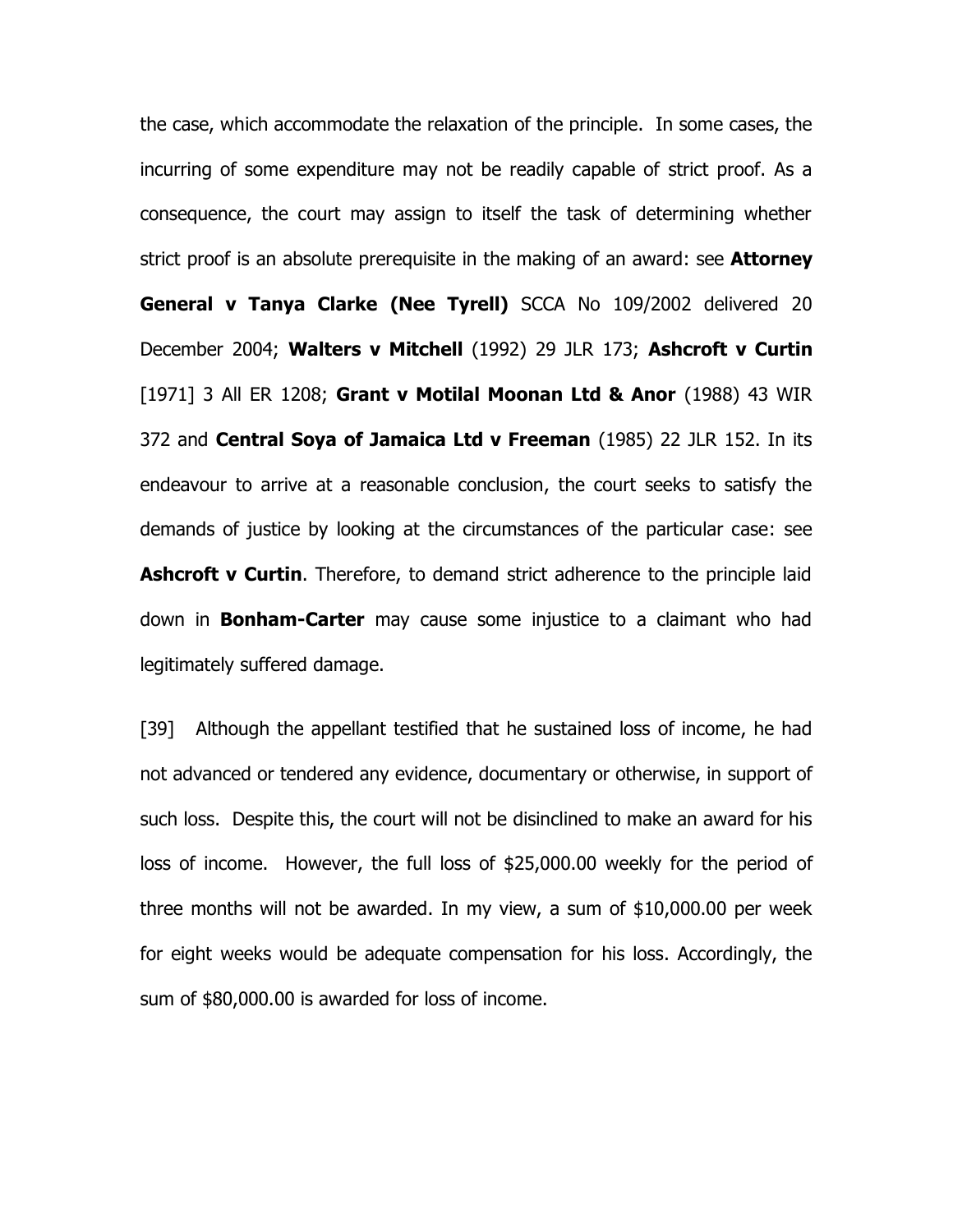the case, which accommodate the relaxation of the principle. In some cases, the incurring of some expenditure may not be readily capable of strict proof. As a consequence, the court may assign to itself the task of determining whether strict proof is an absolute prerequisite in the making of an award: see **Attorney General v Tanya Clarke (Nee Tyrell)** SCCA No 109/2002 delivered 20 December 2004; **Walters v Mitchell** (1992) 29 JLR 173; **Ashcroft v Curtin** [1971] 3 All ER 1208; **Grant v Motilal Moonan Ltd & Anor** (1988) 43 WIR 372 and **Central Soya of Jamaica Ltd v Freeman** (1985) 22 JLR 152. In its endeavour to arrive at a reasonable conclusion, the court seeks to satisfy the demands of justice by looking at the circumstances of the particular case: see **Ashcroft v Curtin**. Therefore, to demand strict adherence to the principle laid down in **Bonham-Carter** may cause some injustice to a claimant who had legitimately suffered damage.

[39] Although the appellant testified that he sustained loss of income, he had not advanced or tendered any evidence, documentary or otherwise, in support of such loss. Despite this, the court will not be disinclined to make an award for his loss of income. However, the full loss of $25,000.00 weekly for the period of three months will not be awarded. In my view, a sum of $10,000.00 per week for eight weeks would be adequate compensation for his loss. Accordingly, the sum of $80,000.00 is awarded for loss of income.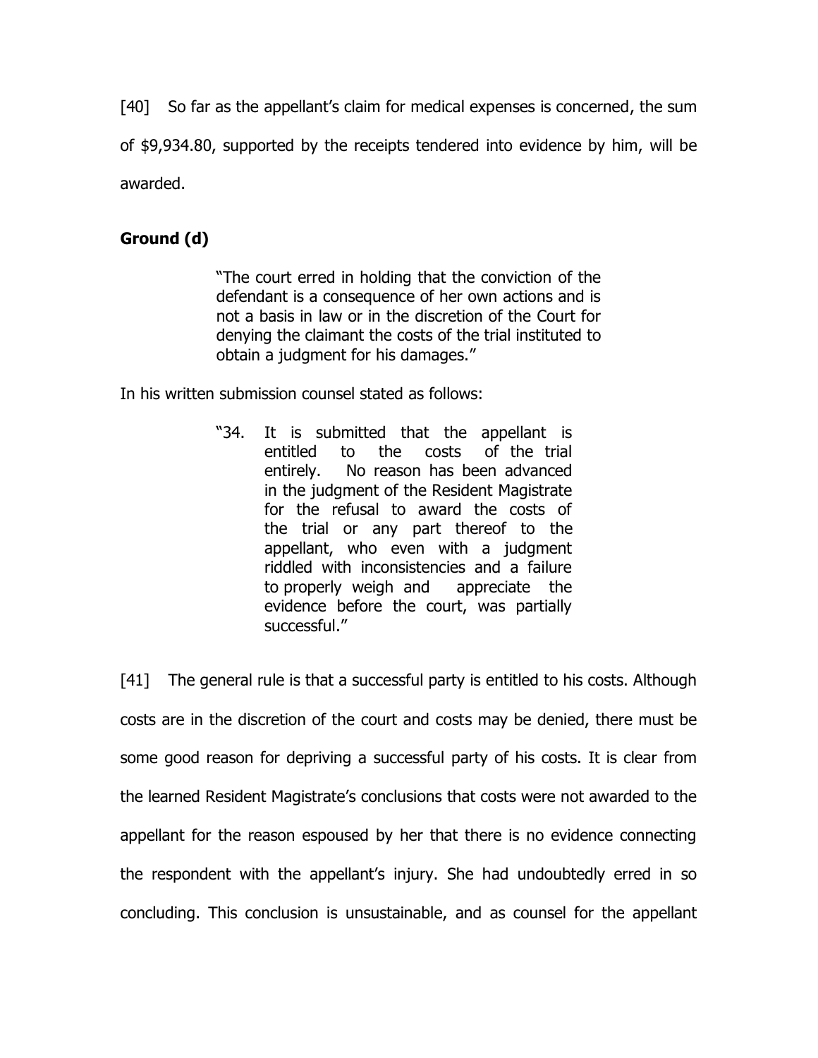[40] So far as the appellant's claim for medical expenses is concerned, the sum of $9,934.80, supported by the receipts tendered into evidence by him, will be awarded.

**Ground (d)**

> "The court erred in holding that the conviction of the defendant is a consequence of her own actions and is not a basis in law or in the discretion of the Court for denying the claimant the costs of the trial instituted to obtain a judgment for his damages."

In his written submission counsel stated as follows:

> "34. It is submitted that the appellant is entitled to the costs of the trial entirely. No reason has been advanced in the judgment of the Resident Magistrate for the refusal to award the costs of the trial or any part thereof to the appellant, who even with a judgment riddled with inconsistencies and a failure to properly weigh and appreciate the evidence before the court, was partially successful."

[41] The general rule is that a successful party is entitled to his costs. Although costs are in the discretion of the court and costs may be denied, there must be some good reason for depriving a successful party of his costs. It is clear from the learned Resident Magistrate's conclusions that costs were not awarded to the appellant for the reason espoused by her that there is no evidence connecting the respondent with the appellant's injury. She had undoubtedly erred in so concluding. This conclusion is unsustainable, and as counsel for the appellant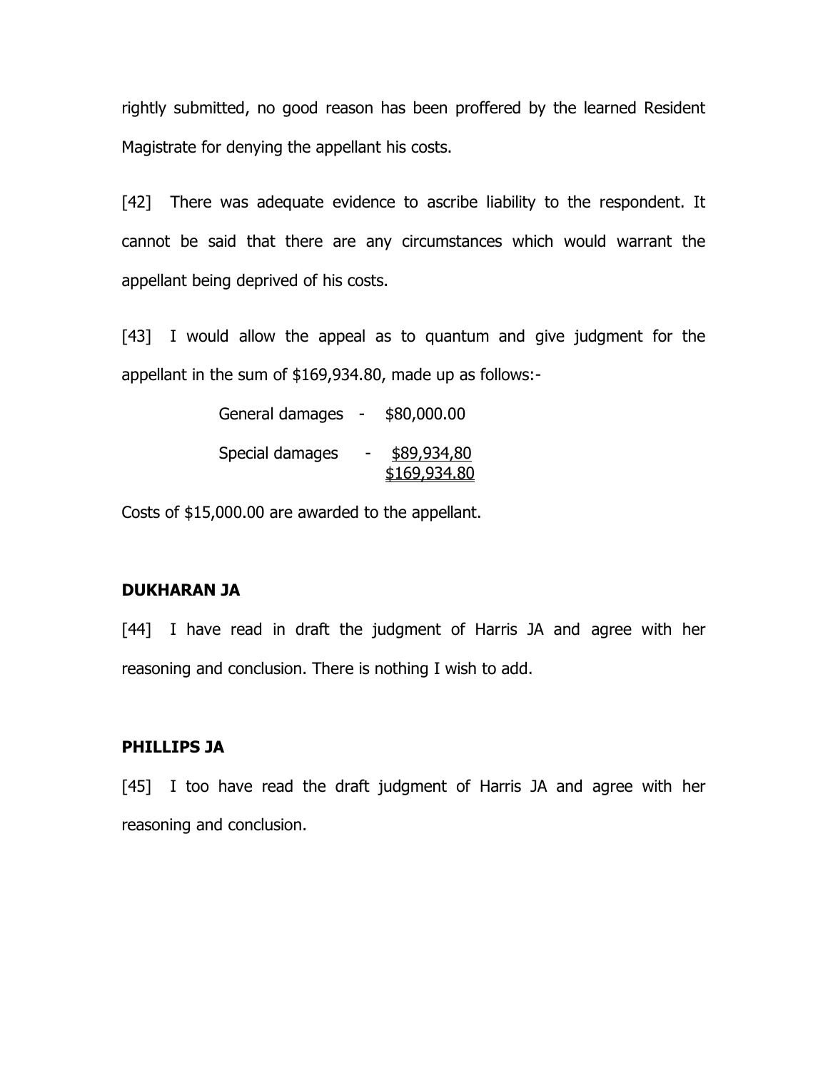rightly submitted, no good reason has been proffered by the learned Resident Magistrate for denying the appellant his costs.

[42] There was adequate evidence to ascribe liability to the respondent. It cannot be said that there are any circumstances which would warrant the appellant being deprived of his costs.

[43] I would allow the appeal as to quantum and give judgment for the appellant in the sum of $169,934.80, made up as follows:-

| | | |
|---|---|---|
| General damages | - | $80,000.00 |
| Special damages | - | $89,934,80 |
| | | $169,934.80 |

Costs of $15,000.00 are awarded to the appellant.

**DUKHARAN JA**

[44] I have read in draft the judgment of Harris JA and agree with her reasoning and conclusion. There is nothing I wish to add.

**PHILLIPS JA**

[45] I too have read the draft judgment of Harris JA and agree with her reasoning and conclusion.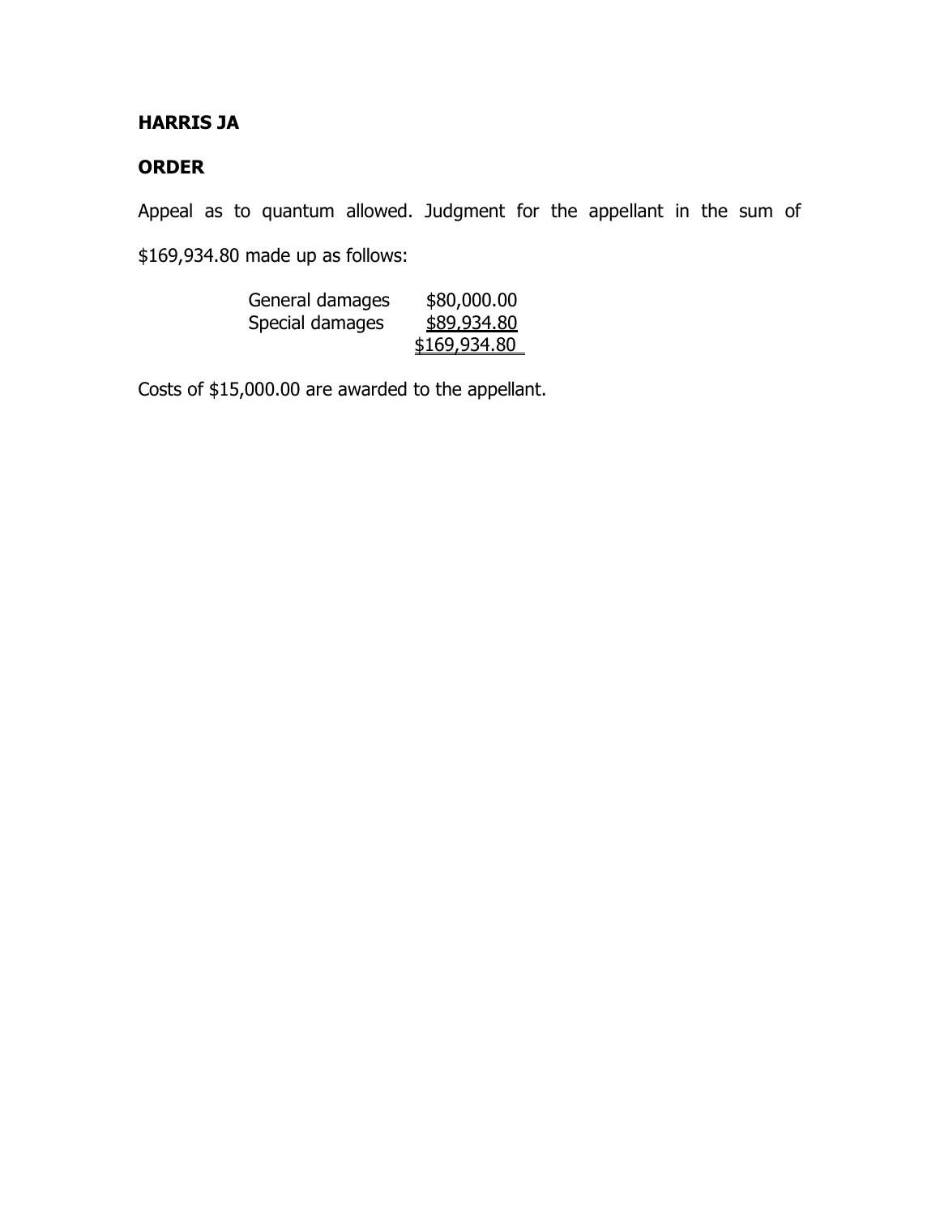**HARRIS JA**

**ORDER**

Appeal as to quantum allowed. Judgment for the appellant in the sum of $169,934.80 made up as follows:

| | |
|---|---|
| General damages | $80,000.00 |
| Special damages | $89,934.80 |
| | $169,934.80 |

Costs of $15,000.00 are awarded to the appellant.